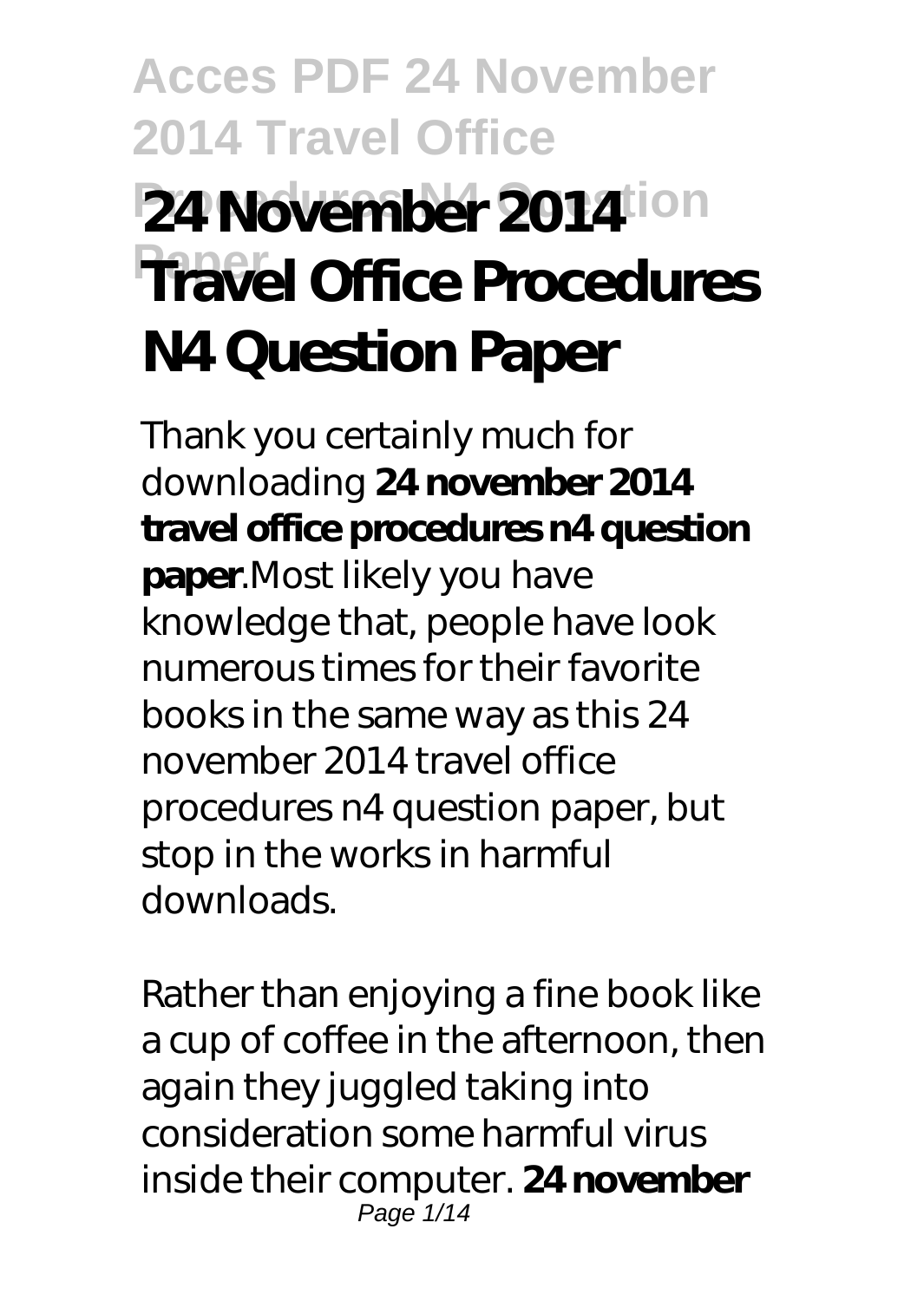# 24 November 2014 Travel Office Procedures N4 Question Paper

Thank you certainly much for downloading **24 november 2014 travel office procedures n4 question paper**.Most likely you have knowledge that, people have look numerous times for their favorite books in the same way as this 24 november 2014 travel office procedures n4 question paper, but stop in the works in harmful downloads.

Rather than enjoying a fine book like a cup of coffee in the afternoon, then again they juggled taking into consideration some harmful virus inside their computer. **24 november**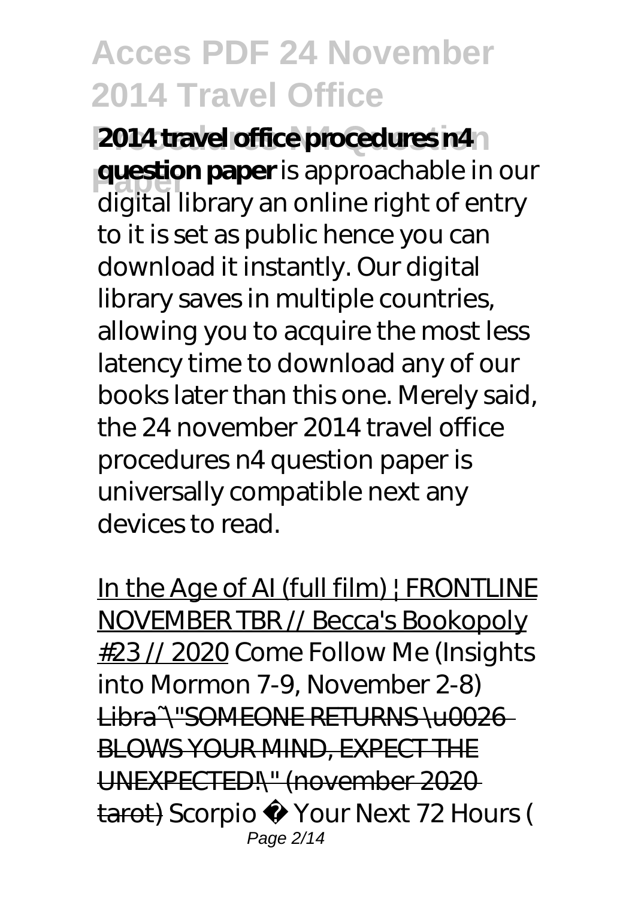**2014 travel office procedures n4 question paper** is approachable in our digital library an online right of entry to it is set as public hence you can download it instantly. Our digital library saves in multiple countries, allowing you to acquire the most less latency time to download any of our books later than this one. Merely said, the 24 november 2014 travel office procedures n4 question paper is universally compatible next any devices to read.

In the Age of AI (full film) | FRONTLINE NOVEMBER TBR // Becca's Bookopoly #23 // 2020 Come Follow Me (Insights into Mormon 7-9, November 2-8) Libra~\"SOMEONE RETURNS \u0026 BLOWS YOUR MIND, EXPECT THE UNEXPECTED!\" (november 2020 tarot) Scorpio ♏ Your Next 72 Hours (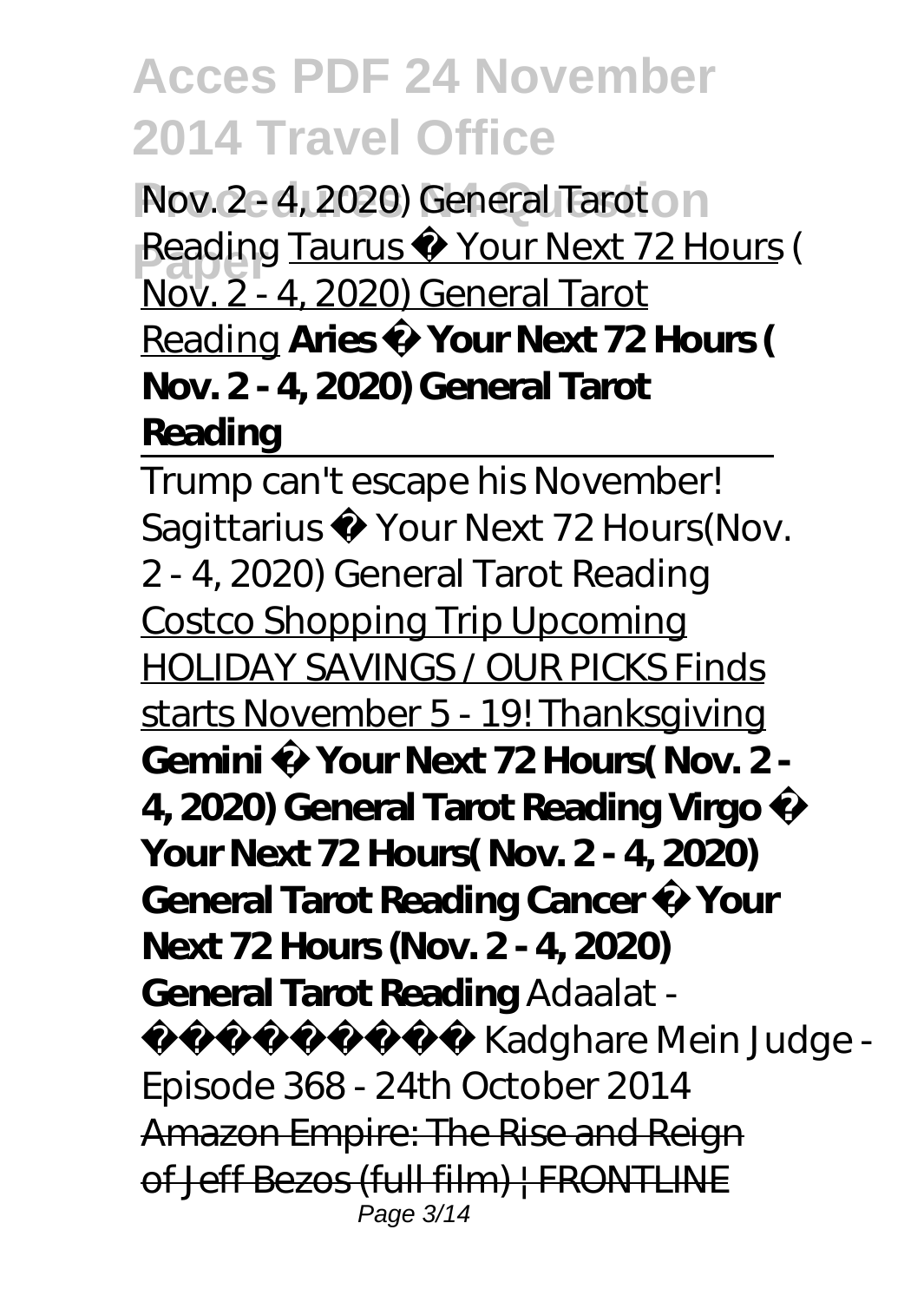*Nov. 2 - 4, 2020) General Tarot Reading* Taurus ♉ Your Next 72 Hours ( Nov. 2 - 4, 2020) General Tarot Reading **Aries ♈ Your Next 72 Hours ( Nov. 2 - 4, 2020) General Tarot Reading**

Trump can't escape his November! *Sagittarius ♐ Your Next 72 Hours(Nov. 2 - 4, 2020) General Tarot Reading* Costco Shopping Trip Upcoming HOLIDAY SAVINGS / OUR PICKS Finds starts November 5 - 19! Thanksgiving **Gemini ♊ Your Next 72 Hours( Nov. 2 - 4, 2020) General Tarot Reading Virgo ♍ Your Next 72 Hours( Nov. 2 - 4, 2020) General Tarot Reading Cancer ♋ Your Next 72 Hours (Nov. 2 - 4, 2020) General Tarot Reading** *Adaalat - अदालत - Kadghare Mein Judge - Episode 368 - 24th October 2014* Amazon Empire: The Rise and Reign of Jeff Bezos (full film) | FRONTLINE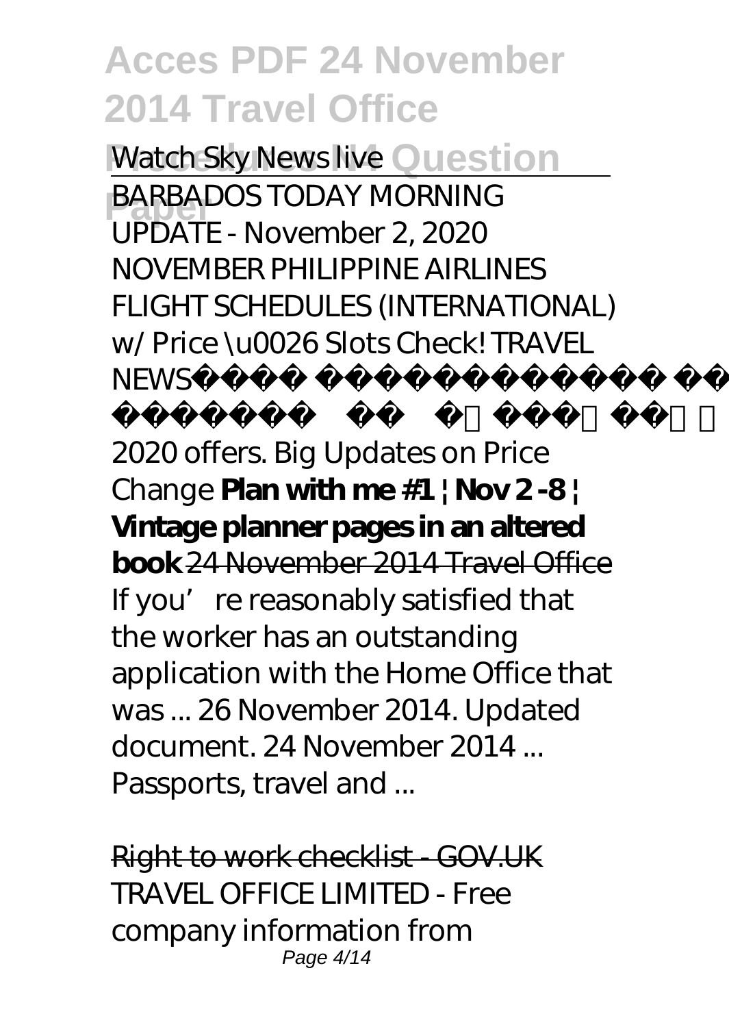*Watch Sky News live*

BARBADOS TODAY MORNING UPDATE - November 2, 2020

NOVEMBER PHILIPPINE AIRLINES FLIGHT SCHEDULES (INTERNATIONAL) w/ Price \u0026 Slots Check! TRAVEL NEWS

2020 offers. Big Updates on Price Change **Plan with me #1 | Nov 2 -8 | Vintage planner pages in an altered book** 24 November 2014 Travel Office

If you're reasonably satisfied that the worker has an outstanding application with the Home Office that was ... 26 November 2014. Updated document. 24 November 2014 ... Passports, travel and ...

Right to work checklist - GOV.UK

TRAVEL OFFICE LIMITED - Free company information from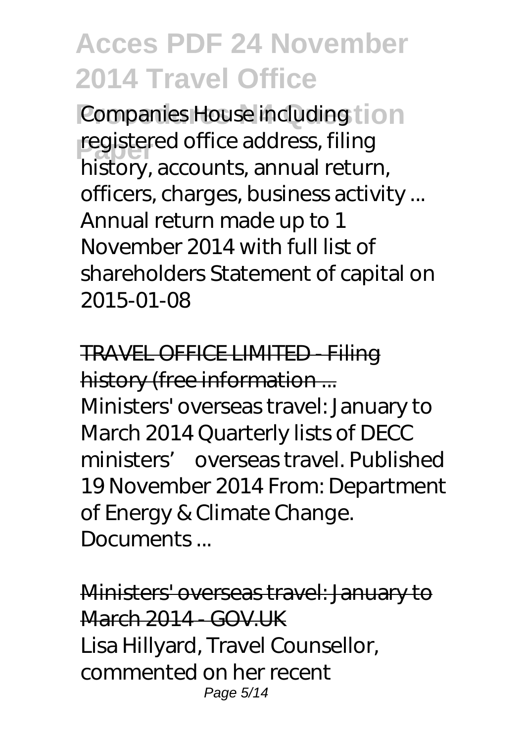Companies House including registered office address, filing history, accounts, annual return, officers, charges, business activity ... Annual return made up to 1 November 2014 with full list of shareholders Statement of capital on 2015-01-08

TRAVEL OFFICE LIMITED - Filing history (free information ...

Ministers' overseas travel: January to March 2014 Quarterly lists of DECC ministers' overseas travel. Published 19 November 2014 From: Department of Energy & Climate Change. Documents ...

Ministers' overseas travel: January to March 2014 - GOV.UK

Lisa Hillyard, Travel Counsellor, commented on her recent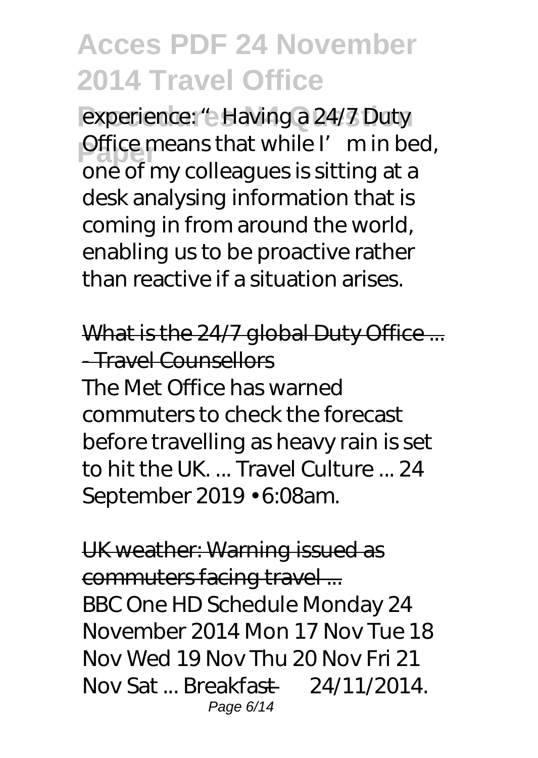experience: "Having a 24/7 Duty Office means that while I'm in bed, one of my colleagues is sitting at a desk analysing information that is coming in from around the world, enabling us to be proactive rather than reactive if a situation arises.

What is the 24/7 global Duty Office ... - Travel Counsellors

The Met Office has warned commuters to check the forecast before travelling as heavy rain is set to hit the UK. ... Travel Culture ... 24 September 2019 • 6:08am.

UK weather: Warning issued as commuters facing travel ...

BBC One HD Schedule Monday 24 November 2014 Mon 17 Nov Tue 18 Nov Wed 19 Nov Thu 20 Nov Fri 21 Nov Sat ... Breakfast — 24/11/2014.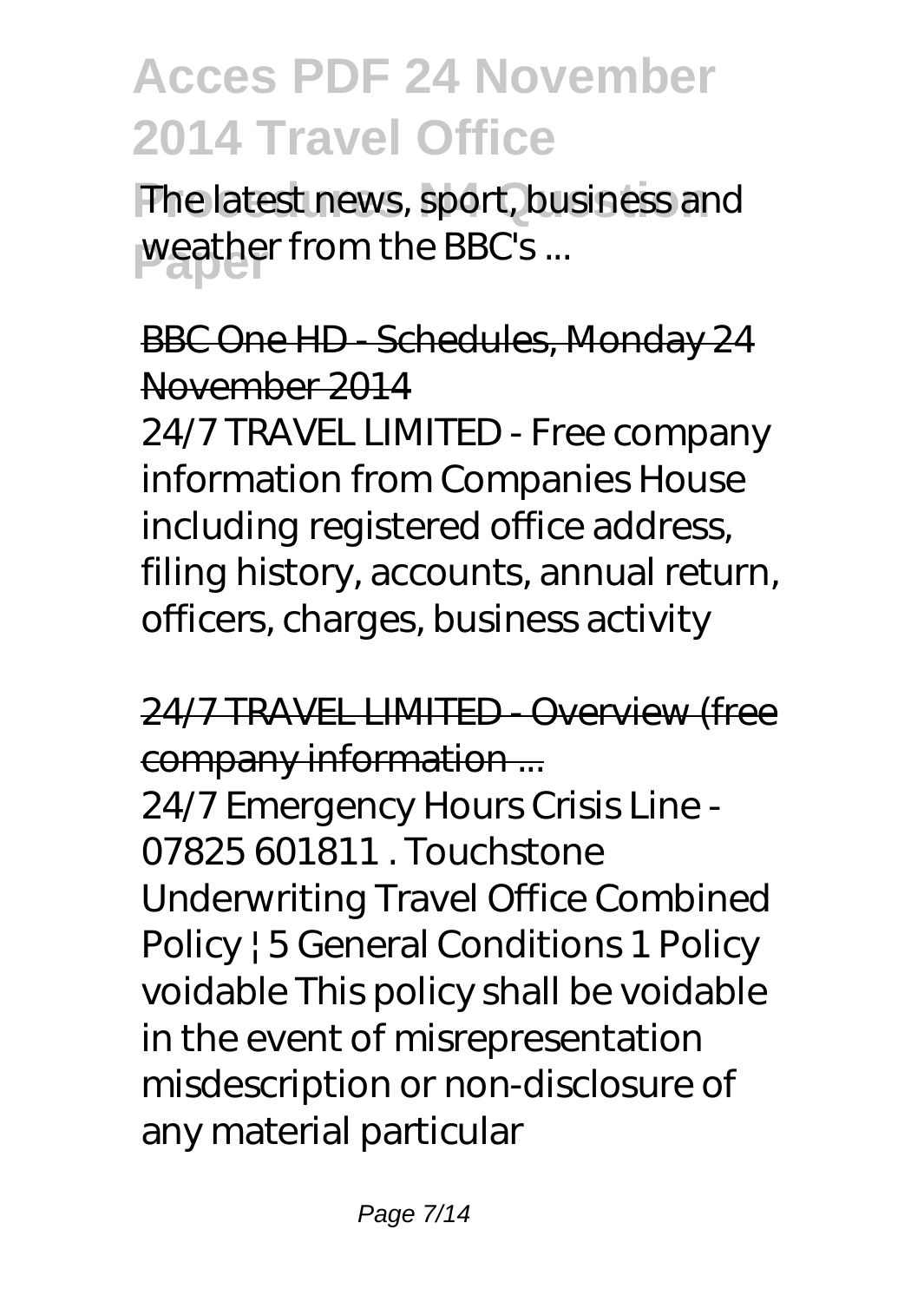The latest news, sport, business and weather from the BBC's ...

BBC One HD - Schedules, Monday 24 November 2014

24/7 TRAVEL LIMITED - Free company information from Companies House including registered office address, filing history, accounts, annual return, officers, charges, business activity

24/7 TRAVEL LIMITED - Overview (free company information ...

24/7 Emergency Hours Crisis Line - 07825 601811 . Touchstone Underwriting Travel Office Combined Policy | 5 General Conditions 1 Policy voidable This policy shall be voidable in the event of misrepresentation misdescription or non-disclosure of any material particular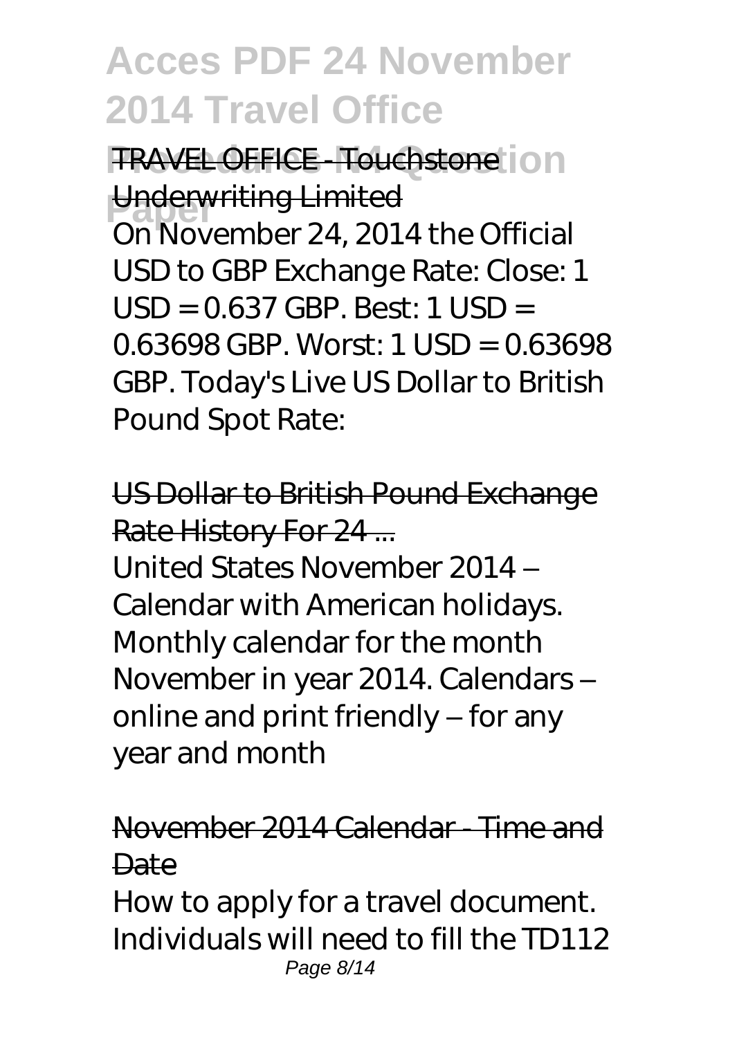TRAVEL OFFICE - Touchstone Underwriting Limited

On November 24, 2014 the Official USD to GBP Exchange Rate: Close: 1 USD = 0.637 GBP. Best: 1 USD = 0.63698 GBP. Worst: 1 USD = 0.63698 GBP. Today's Live US Dollar to British Pound Spot Rate:

US Dollar to British Pound Exchange Rate History For 24 ...

United States November 2014 – Calendar with American holidays. Monthly calendar for the month November in year 2014. Calendars – online and print friendly – for any year and month

November 2014 Calendar - Time and Date

How to apply for a travel document. Individuals will need to fill the TD112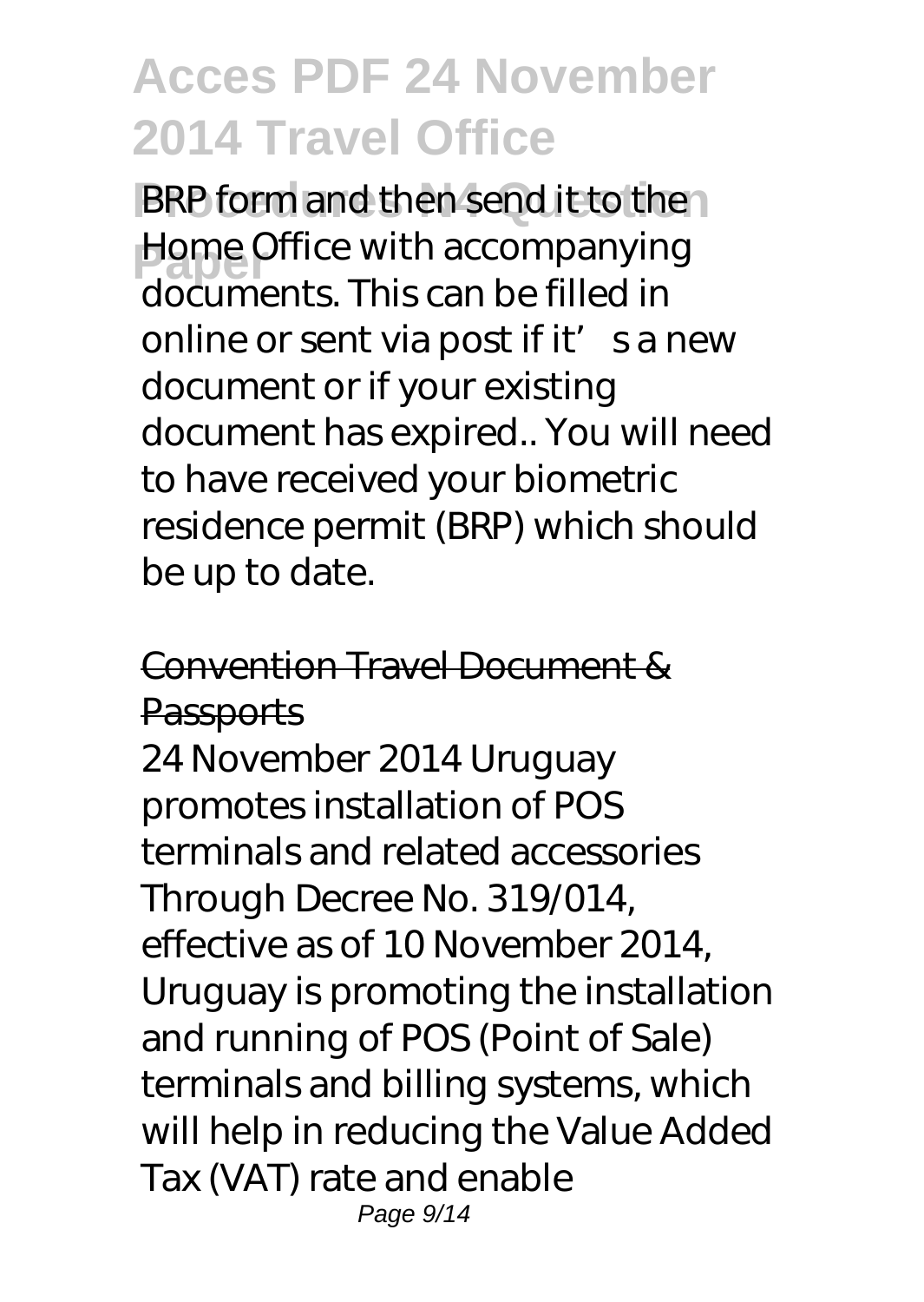BRP form and then send it to the Home Office with accompanying documents. This can be filled in online or sent via post if it's a new document or if your existing document has expired.. You will need to have received your biometric residence permit (BRP) which should be up to date.

## Convention Travel Document & Passports

24 November 2014 Uruguay promotes installation of POS terminals and related accessories Through Decree No. 319/014, effective as of 10 November 2014, Uruguay is promoting the installation and running of POS (Point of Sale) terminals and billing systems, which will help in reducing the Value Added Tax (VAT) rate and enable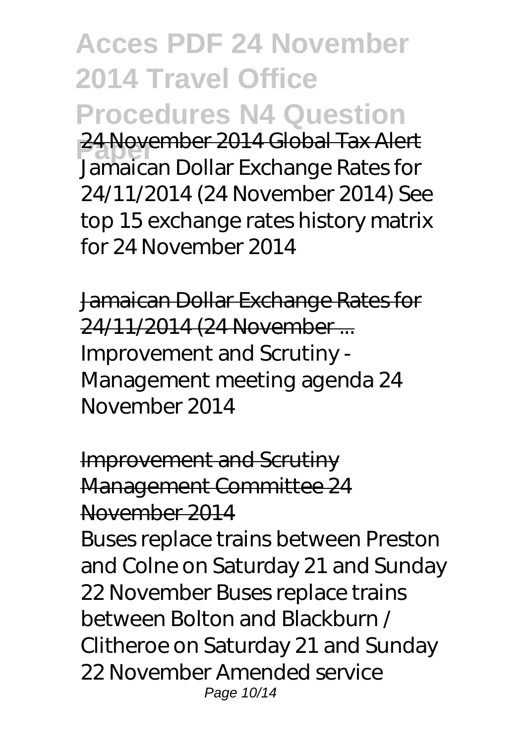24 November 2014 Global Tax Alert

Jamaican Dollar Exchange Rates for 24/11/2014 (24 November 2014) See top 15 exchange rates history matrix for 24 November 2014

Jamaican Dollar Exchange Rates for 24/11/2014 (24 November ...

Improvement and Scrutiny - Management meeting agenda 24 November 2014

Improvement and Scrutiny Management Committee 24 November 2014

Buses replace trains between Preston and Colne on Saturday 21 and Sunday 22 November Buses replace trains between Bolton and Blackburn / Clitheroe on Saturday 21 and Sunday 22 November Amended service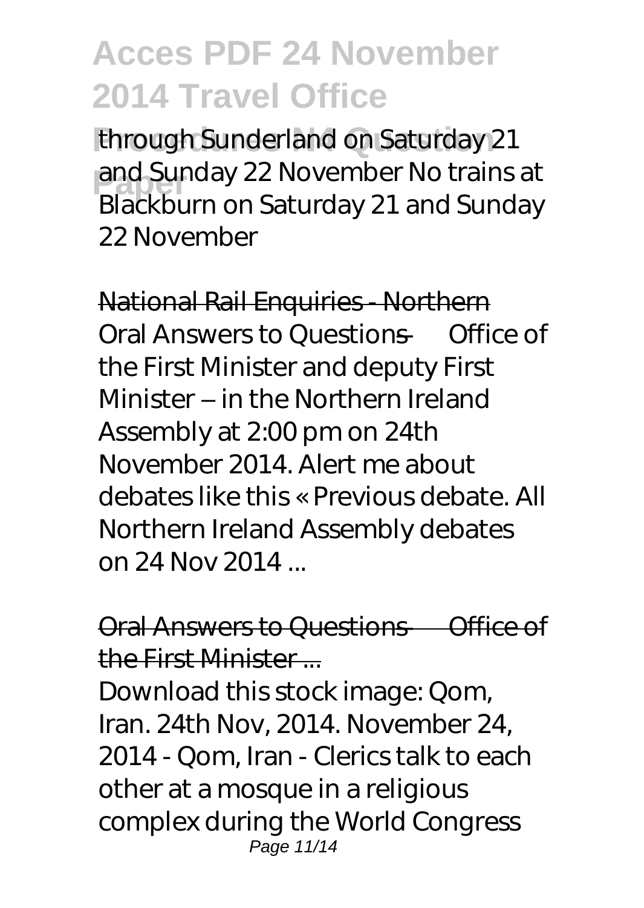through Sunderland on Saturday 21 and Sunday 22 November No trains at Blackburn on Saturday 21 and Sunday 22 November

National Rail Enquiries - Northern

Oral Answers to Questions — Office of the First Minister and deputy First Minister – in the Northern Ireland Assembly at 2:00 pm on 24th November 2014. Alert me about debates like this « Previous debate. All Northern Ireland Assembly debates on 24 Nov 2014 ...

Oral Answers to Questions — Office of the First Minister ...

Download this stock image: Qom, Iran. 24th Nov, 2014. November 24, 2014 - Qom, Iran - Clerics talk to each other at a mosque in a religious complex during the World Congress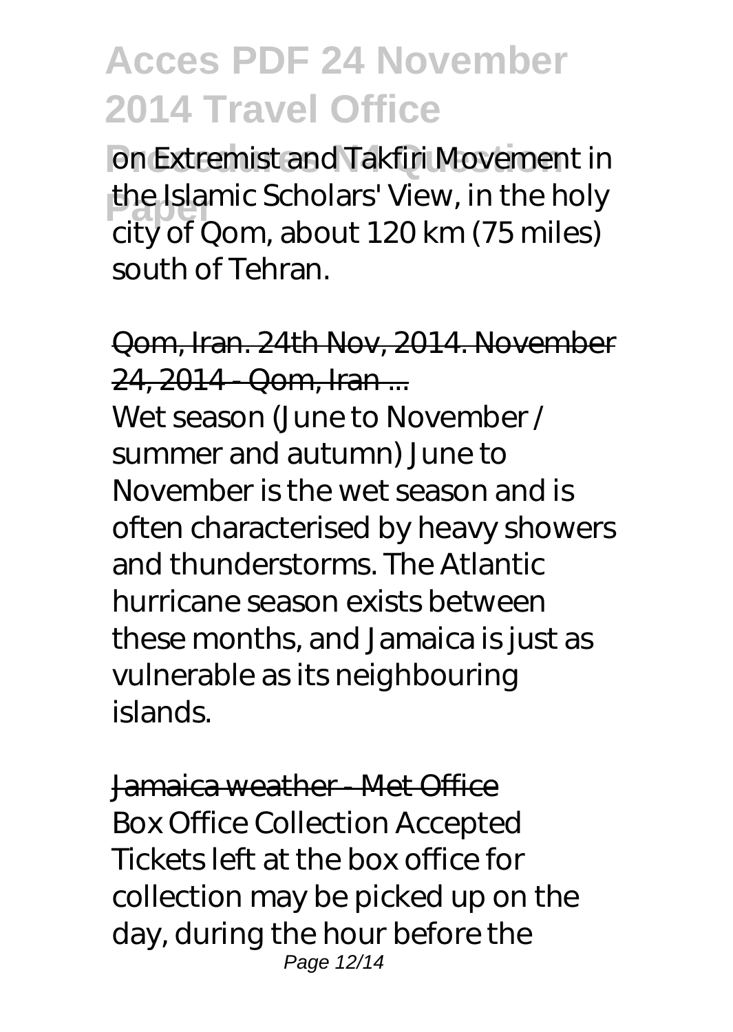on Extremist and Takfiri Movement in the Islamic Scholars' View, in the holy city of Qom, about 120 km (75 miles) south of Tehran.

Qom, Iran. 24th Nov, 2014. November 24, 2014 - Qom, Iran ...

Wet season (June to November / summer and autumn) June to November is the wet season and is often characterised by heavy showers and thunderstorms. The Atlantic hurricane season exists between these months, and Jamaica is just as vulnerable as its neighbouring islands.

Jamaica weather - Met Office

Box Office Collection Accepted Tickets left at the box office for collection may be picked up on the day, during the hour before the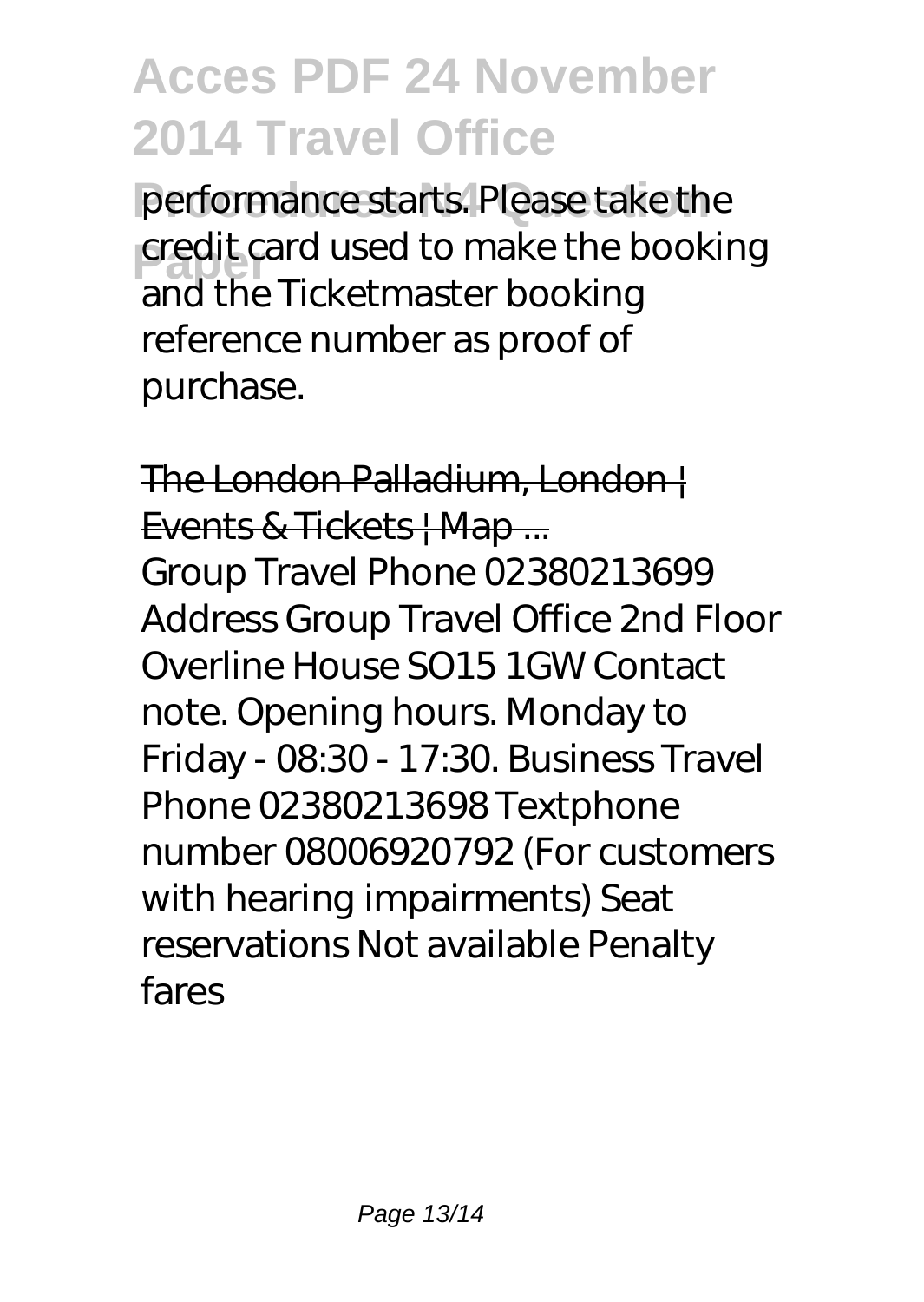performance starts. Please take the credit card used to make the booking and the Ticketmaster booking reference number as proof of purchase.

The London Palladium, London | Events & Tickets | Map ...

Group Travel Phone 02380213699 Address Group Travel Office 2nd Floor Overline House SO15 1GW Contact note. Opening hours. Monday to Friday - 08:30 - 17:30. Business Travel Phone 02380213698 Textphone number 08006920792 (For customers with hearing impairments) Seat reservations Not available Penalty fares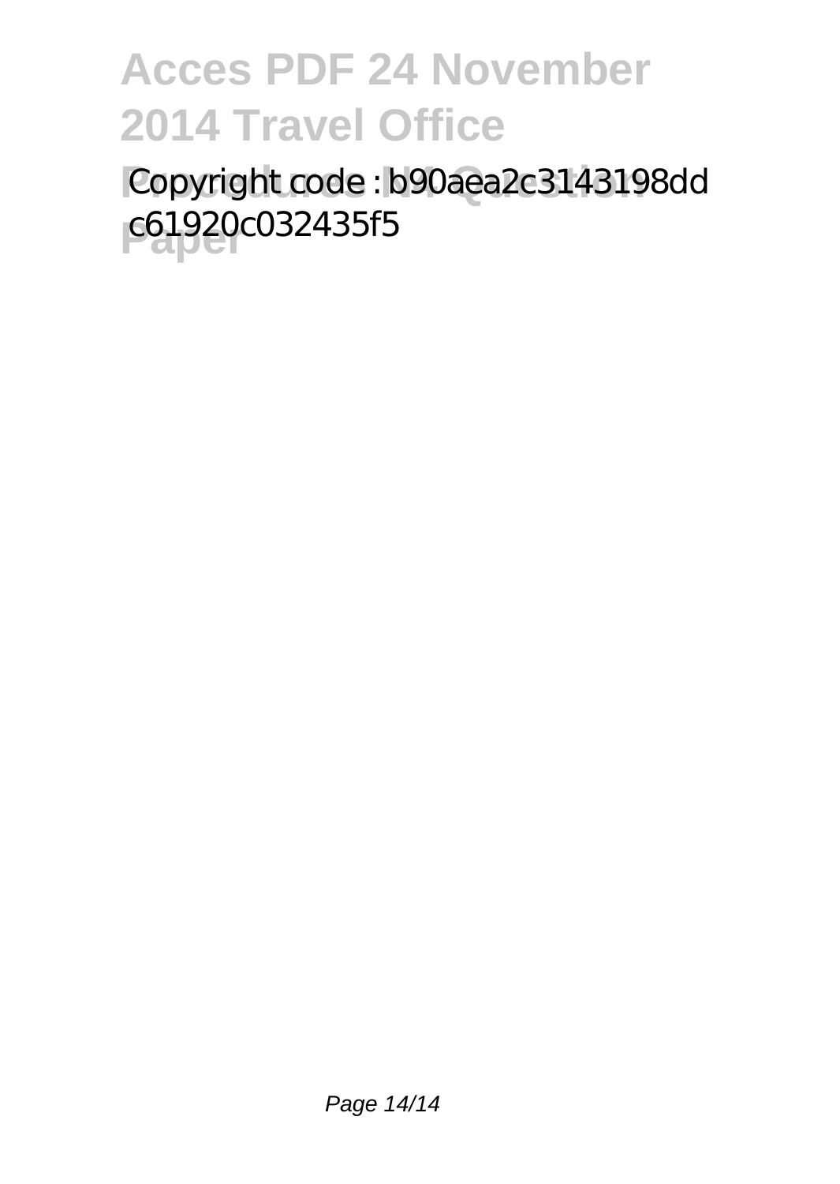Copyright code : b90aea2c3143198ddc61920c032435f5